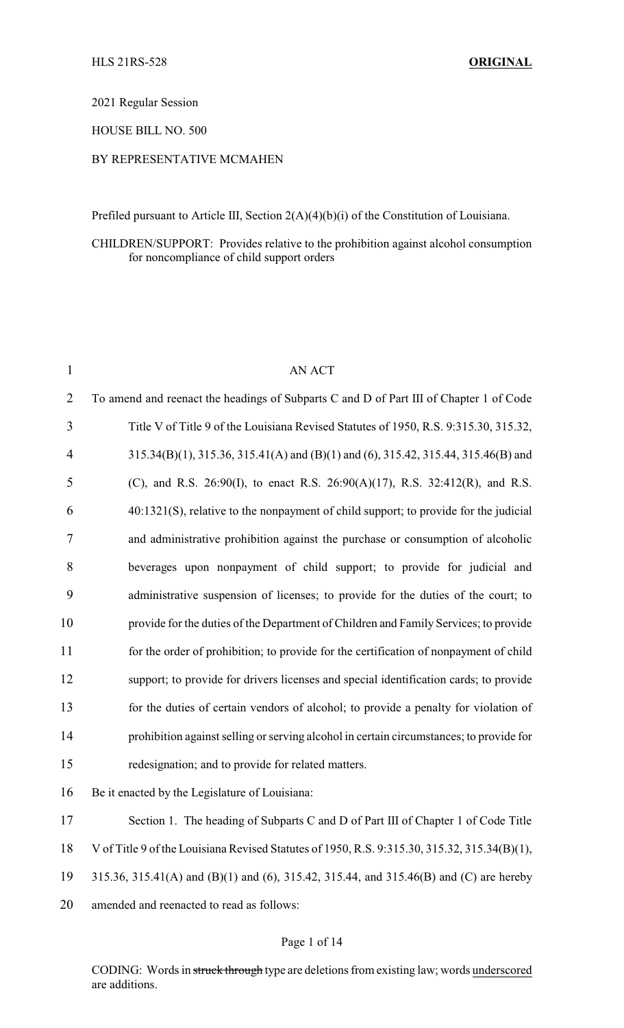HLS 21RS-528 **ORIGINAL**

2021 Regular Session

HOUSE BILL NO. 500

BY REPRESENTATIVE MCMAHEN

Prefiled pursuant to Article III, Section 2(A)(4)(b)(i) of the Constitution of Louisiana.

CHILDREN/SUPPORT: Provides relative to the prohibition against alcohol consumption for noncompliance of child support orders

AN ACT

To amend and reenact the headings of Subparts C and D of Part III of Chapter 1 of Code Title V of Title 9 of the Louisiana Revised Statutes of 1950, R.S. 9:315.30, 315.32, 315.34(B)(1), 315.36, 315.41(A) and (B)(1) and (6), 315.42, 315.44, 315.46(B) and (C), and R.S. 26:90(I), to enact R.S. 26:90(A)(17), R.S. 32:412(R), and R.S. 40:1321(S), relative to the nonpayment of child support; to provide for the judicial and administrative prohibition against the purchase or consumption of alcoholic beverages upon nonpayment of child support; to provide for judicial and administrative suspension of licenses; to provide for the duties of the court; to provide for the duties of the Department of Children and Family Services; to provide for the order of prohibition; to provide for the certification of nonpayment of child support; to provide for drivers licenses and special identification cards; to provide for the duties of certain vendors of alcohol; to provide a penalty for violation of prohibition against selling or serving alcohol in certain circumstances; to provide for redesignation; and to provide for related matters.

Be it enacted by the Legislature of Louisiana:

Section 1. The heading of Subparts C and D of Part III of Chapter 1 of Code Title V of Title 9 of the Louisiana Revised Statutes of 1950, R.S. 9:315.30, 315.32, 315.34(B)(1), 315.36, 315.41(A) and (B)(1) and (6), 315.42, 315.44, and 315.46(B) and (C) are hereby amended and reenacted to read as follows:

CODING: Words in ~~struck through~~ type are deletions from existing law; words <u>underscored</u> are additions.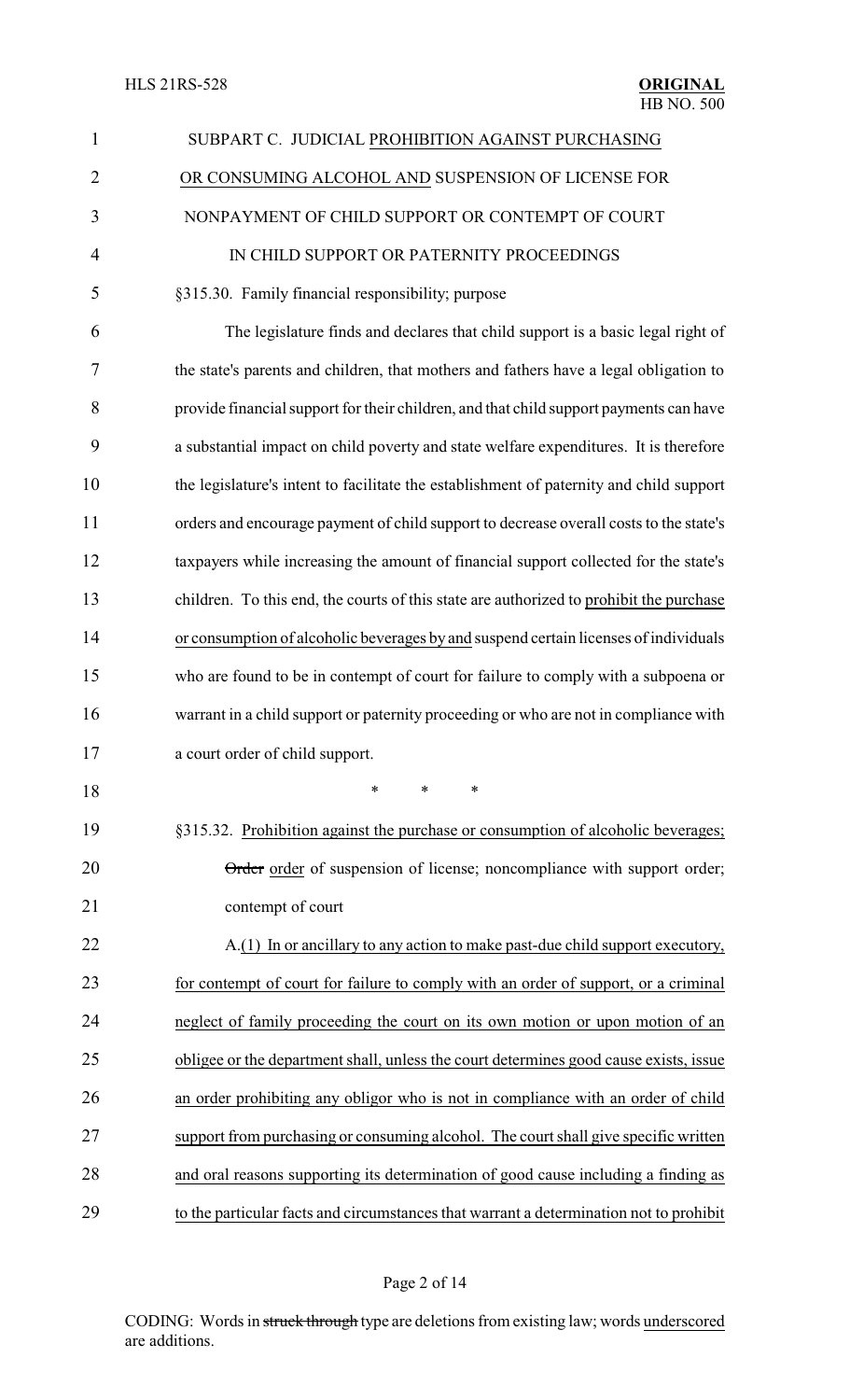SUBPART C. JUDICIAL PROHIBITION AGAINST PURCHASING OR CONSUMING ALCOHOL AND SUSPENSION OF LICENSE FOR NONPAYMENT OF CHILD SUPPORT OR CONTEMPT OF COURT IN CHILD SUPPORT OR PATERNITY PROCEEDINGS

§315.30. Family financial responsibility; purpose

The legislature finds and declares that child support is a basic legal right of the state's parents and children, that mothers and fathers have a legal obligation to provide financial support for their children, and that child support payments can have a substantial impact on child poverty and state welfare expenditures. It is therefore the legislature's intent to facilitate the establishment of paternity and child support orders and encourage payment of child support to decrease overall costs to the state's taxpayers while increasing the amount of financial support collected for the state's children. To this end, the courts of this state are authorized to prohibit the purchase or consumption of alcoholic beverages by and suspend certain licenses of individuals who are found to be in contempt of court for failure to comply with a subpoena or warrant in a child support or paternity proceeding or who are not in compliance with a court order of child support.

\* \* \*

§315.32. Prohibition against the purchase or consumption of alcoholic beverages; ~~Order~~ order of suspension of license; noncompliance with support order; contempt of court

A.(1) In or ancillary to any action to make past-due child support executory, for contempt of court for failure to comply with an order of support, or a criminal neglect of family proceeding the court on its own motion or upon motion of an obligee or the department shall, unless the court determines good cause exists, issue an order prohibiting any obligor who is not in compliance with an order of child support from purchasing or consuming alcohol. The court shall give specific written and oral reasons supporting its determination of good cause including a finding as to the particular facts and circumstances that warrant a determination not to prohibit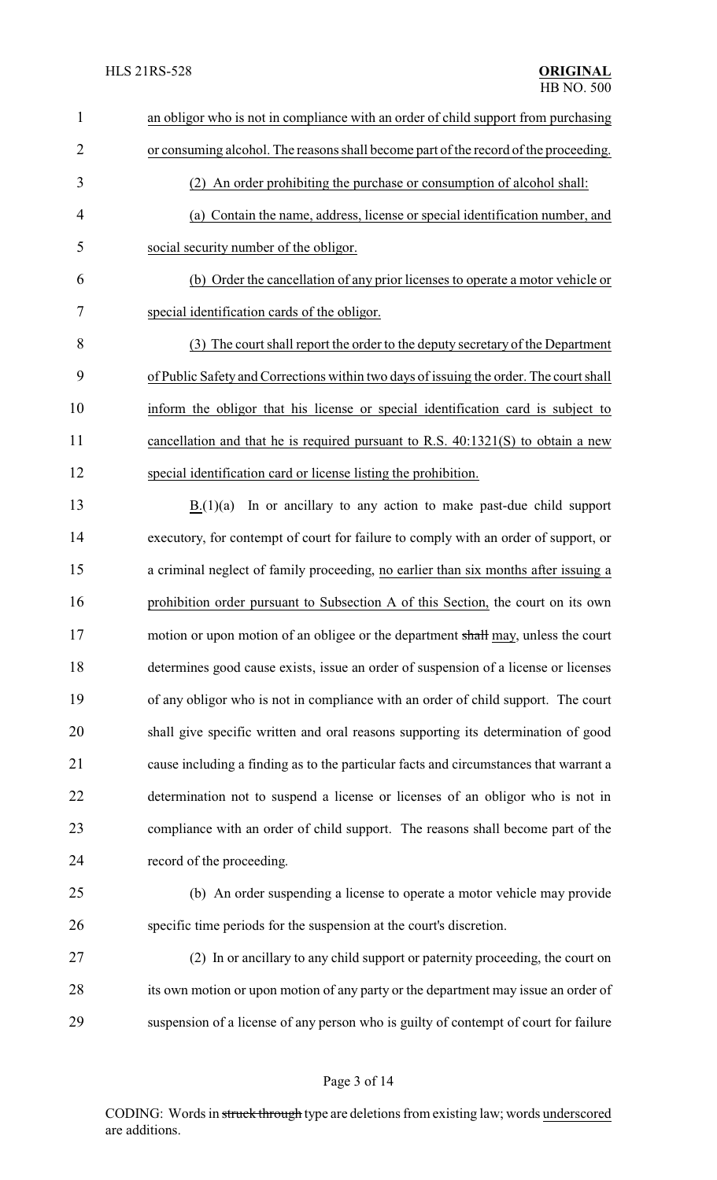an obligor who is not in compliance with an order of child support from purchasing or consuming alcohol. The reasons shall become part of the record of the proceeding.

(2) An order prohibiting the purchase or consumption of alcohol shall:

(a) Contain the name, address, license or special identification number, and social security number of the obligor.

(b) Order the cancellation of any prior licenses to operate a motor vehicle or special identification cards of the obligor.

(3) The court shall report the order to the deputy secretary of the Department of Public Safety and Corrections within two days of issuing the order. The court shall inform the obligor that his license or special identification card is subject to cancellation and that he is required pursuant to R.S. 40:1321(S) to obtain a new special identification card or license listing the prohibition.

B.(1)(a) In or ancillary to any action to make past-due child support executory, for contempt of court for failure to comply with an order of support, or a criminal neglect of family proceeding, no earlier than six months after issuing a prohibition order pursuant to Subsection A of this Section, the court on its own motion or upon motion of an obligee or the department ~~shall~~ may, unless the court determines good cause exists, issue an order of suspension of a license or licenses of any obligor who is not in compliance with an order of child support. The court shall give specific written and oral reasons supporting its determination of good cause including a finding as to the particular facts and circumstances that warrant a determination not to suspend a license or licenses of an obligor who is not in compliance with an order of child support. The reasons shall become part of the record of the proceeding.

(b) An order suspending a license to operate a motor vehicle may provide specific time periods for the suspension at the court's discretion.

(2) In or ancillary to any child support or paternity proceeding, the court on its own motion or upon motion of any party or the department may issue an order of suspension of a license of any person who is guilty of contempt of court for failure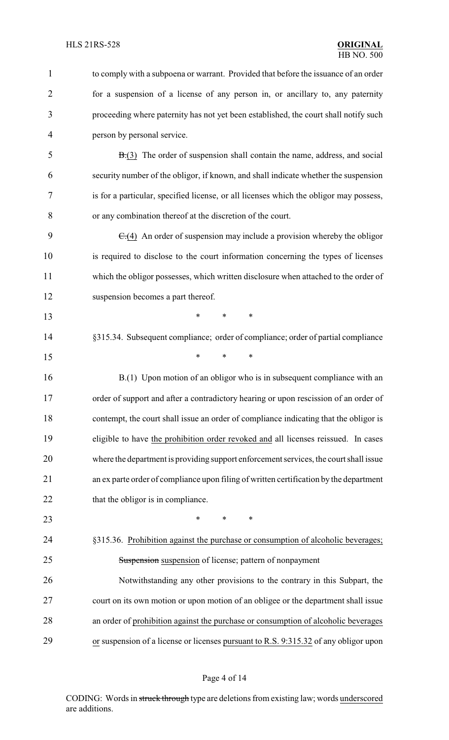to comply with a subpoena or warrant. Provided that before the issuance of an order for a suspension of a license of any person in, or ancillary to, any paternity proceeding where paternity has not yet been established, the court shall notify such person by personal service.

~~B.~~(3) The order of suspension shall contain the name, address, and social security number of the obligor, if known, and shall indicate whether the suspension is for a particular, specified license, or all licenses which the obligor may possess, or any combination thereof at the discretion of the court.

~~C.~~(4) An order of suspension may include a provision whereby the obligor is required to disclose to the court information concerning the types of licenses which the obligor possesses, which written disclosure when attached to the order of suspension becomes a part thereof.

\* \* \*

§315.34. Subsequent compliance; order of compliance; order of partial compliance

\* \* \*

B.(1) Upon motion of an obligor who is in subsequent compliance with an order of support and after a contradictory hearing or upon rescission of an order of contempt, the court shall issue an order of compliance indicating that the obligor is eligible to have <u>the prohibition order revoked and</u> all licenses reissued. In cases where the department is providing support enforcement services, the court shall issue an ex parte order of compliance upon filing of written certification by the department that the obligor is in compliance.

\* \* \*

§315.36. <u>Prohibition against the purchase or consumption of alcoholic beverages;</u> ~~Suspension~~ <u>suspension</u> of license; pattern of nonpayment

Notwithstanding any other provisions to the contrary in this Subpart, the court on its own motion or upon motion of an obligee or the department shall issue an order of <u>prohibition against the purchase or consumption of alcoholic beverages or</u> suspension of a license or licenses <u>pursuant to R.S. 9:315.32</u> of any obligor upon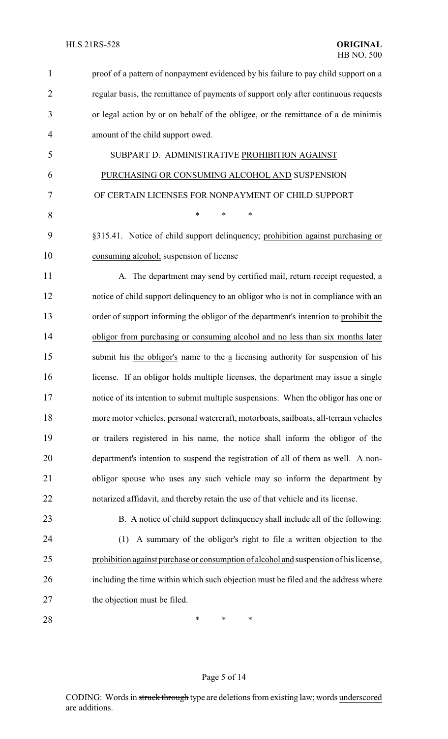proof of a pattern of nonpayment evidenced by his failure to pay child support on a regular basis, the remittance of payments of support only after continuous requests or legal action by or on behalf of the obligee, or the remittance of a de minimis amount of the child support owed.

SUBPART D. ADMINISTRATIVE PROHIBITION AGAINST PURCHASING OR CONSUMING ALCOHOL AND SUSPENSION OF CERTAIN LICENSES FOR NONPAYMENT OF CHILD SUPPORT

\* \* \*

§315.41. Notice of child support delinquency; prohibition against purchasing or consuming alcohol; suspension of license

A. The department may send by certified mail, return receipt requested, a notice of child support delinquency to an obligor who is not in compliance with an order of support informing the obligor of the department's intention to prohibit the obligor from purchasing or consuming alcohol and no less than six months later submit ~~his~~ the obligor's name to ~~the~~ a licensing authority for suspension of his license. If an obligor holds multiple licenses, the department may issue a single notice of its intention to submit multiple suspensions. When the obligor has one or more motor vehicles, personal watercraft, motorboats, sailboats, all-terrain vehicles or trailers registered in his name, the notice shall inform the obligor of the department's intention to suspend the registration of all of them as well. A non-obligor spouse who uses any such vehicle may so inform the department by notarized affidavit, and thereby retain the use of that vehicle and its license.

B. A notice of child support delinquency shall include all of the following:

(1) A summary of the obligor's right to file a written objection to the prohibition against purchase or consumption of alcohol and suspension of his license, including the time within which such objection must be filed and the address where the objection must be filed.

\* \* \*

CODING: Words in ~~struck through~~ type are deletions from existing law; words underscored are additions.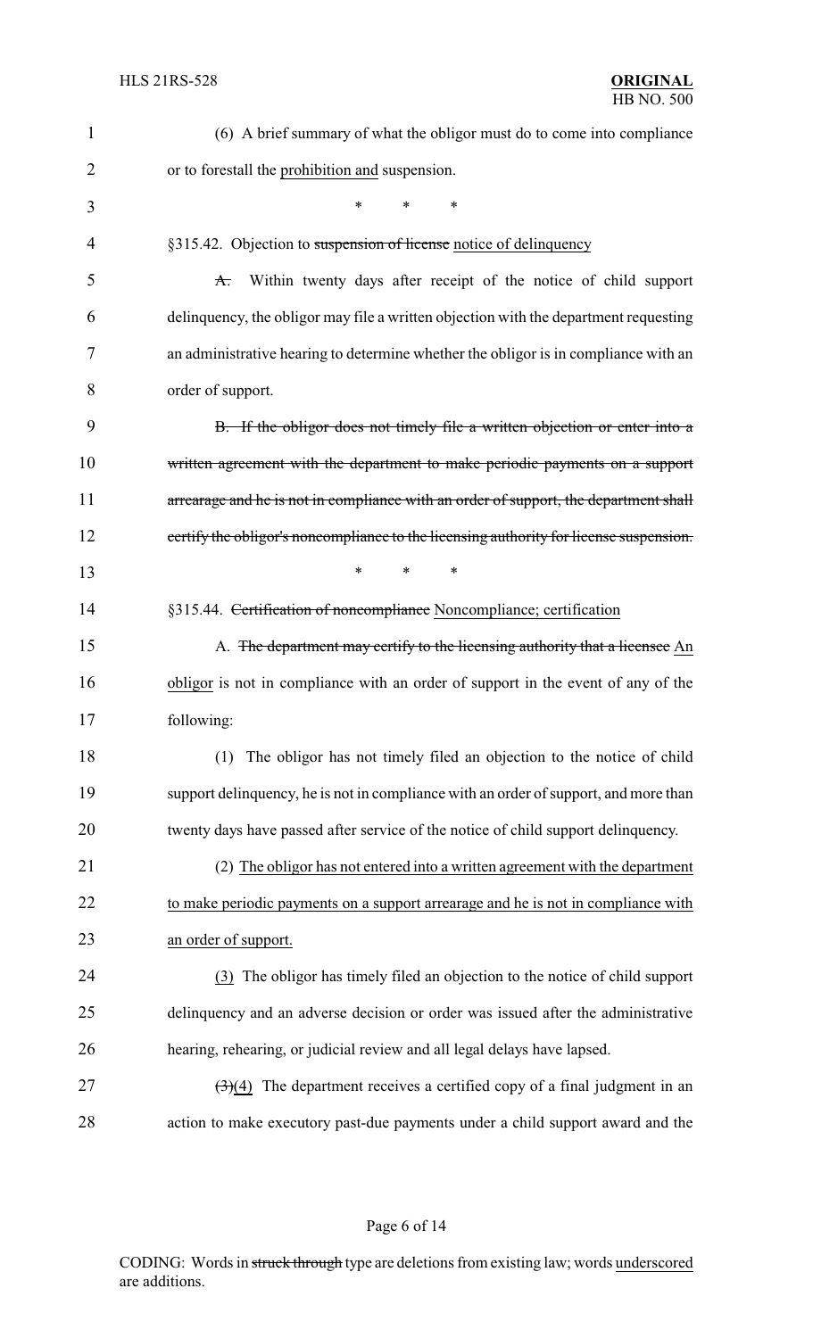(6) A brief summary of what the obligor must do to come into compliance or to forestall the prohibition and suspension.

\* \* \*

§315.42. Objection to ~~suspension of license~~ notice of delinquency

~~A.~~ Within twenty days after receipt of the notice of child support delinquency, the obligor may file a written objection with the department requesting an administrative hearing to determine whether the obligor is in compliance with an order of support.

~~B. If the obligor does not timely file a written objection or enter into a written agreement with the department to make periodic payments on a support arrearage and he is not in compliance with an order of support, the department shall certify the obligor's noncompliance to the licensing authority for license suspension.~~

\* \* \*

§315.44. ~~Certification of noncompliance~~ Noncompliance; certification

A. ~~The department may certify to the licensing authority that a licensee~~ An obligor is not in compliance with an order of support in the event of any of the following:

(1) The obligor has not timely filed an objection to the notice of child support delinquency, he is not in compliance with an order of support, and more than twenty days have passed after service of the notice of child support delinquency.

(2) The obligor has not entered into a written agreement with the department to make periodic payments on a support arrearage and he is not in compliance with an order of support.

(3) The obligor has timely filed an objection to the notice of child support delinquency and an adverse decision or order was issued after the administrative hearing, rehearing, or judicial review and all legal delays have lapsed.

~~(3)~~(4) The department receives a certified copy of a final judgment in an action to make executory past-due payments under a child support award and the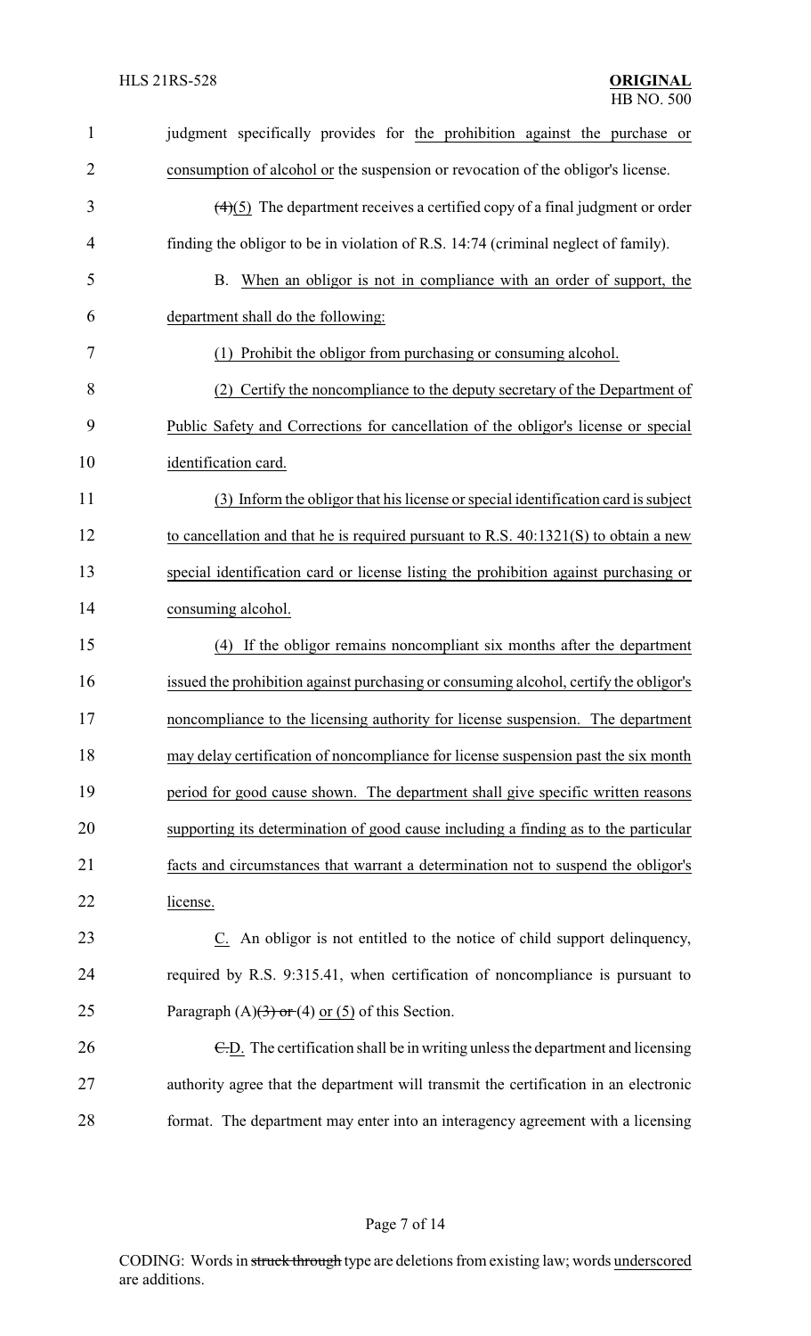judgment specifically provides for the prohibition against the purchase or consumption of alcohol or the suspension or revocation of the obligor's license.

~~(4)~~(5) The department receives a certified copy of a final judgment or order finding the obligor to be in violation of R.S. 14:74 (criminal neglect of family).

B. When an obligor is not in compliance with an order of support, the department shall do the following:

(1) Prohibit the obligor from purchasing or consuming alcohol.

(2) Certify the noncompliance to the deputy secretary of the Department of Public Safety and Corrections for cancellation of the obligor's license or special identification card.

(3) Inform the obligor that his license or special identification card is subject to cancellation and that he is required pursuant to R.S. 40:1321(S) to obtain a new special identification card or license listing the prohibition against purchasing or consuming alcohol.

(4) If the obligor remains noncompliant six months after the department issued the prohibition against purchasing or consuming alcohol, certify the obligor's noncompliance to the licensing authority for license suspension. The department may delay certification of noncompliance for license suspension past the six month period for good cause shown. The department shall give specific written reasons supporting its determination of good cause including a finding as to the particular facts and circumstances that warrant a determination not to suspend the obligor's license.

C. An obligor is not entitled to the notice of child support delinquency, required by R.S. 9:315.41, when certification of noncompliance is pursuant to Paragraph (A)~~(3) or~~ (4) or (5) of this Section.

~~C.~~D. The certification shall be in writing unless the department and licensing authority agree that the department will transmit the certification in an electronic format. The department may enter into an interagency agreement with a licensing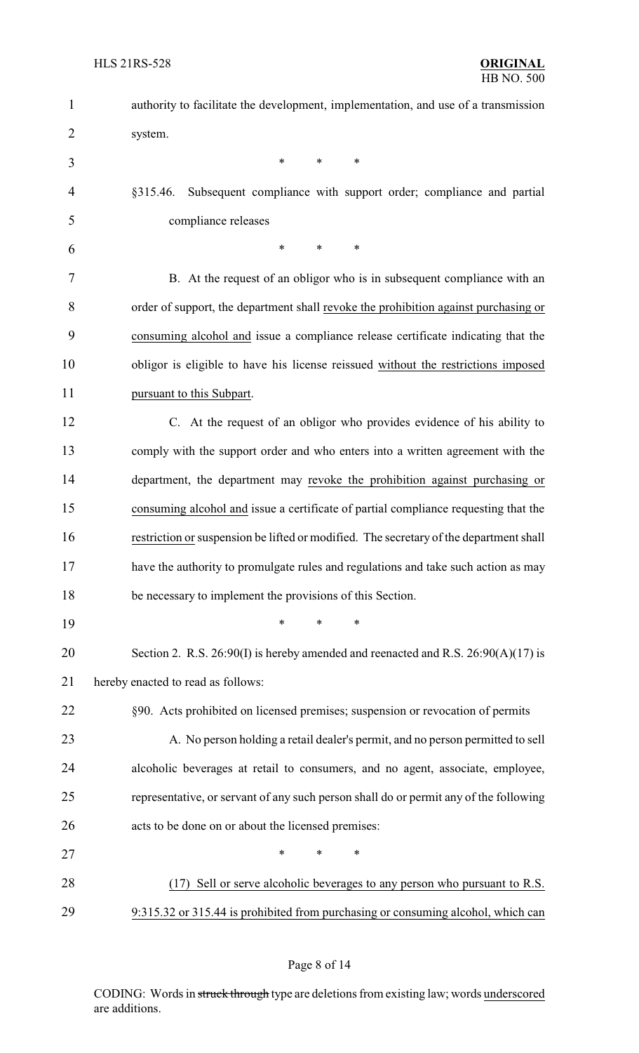authority to facilitate the development, implementation, and use of a transmission system.

\* \* \*

§315.46. Subsequent compliance with support order; compliance and partial compliance releases

\* \* \*

B. At the request of an obligor who is in subsequent compliance with an order of support, the department shall <u>revoke the prohibition against purchasing or consuming alcohol and</u> issue a compliance release certificate indicating that the obligor is eligible to have his license reissued <u>without the restrictions imposed pursuant to this Subpart</u>.

C. At the request of an obligor who provides evidence of his ability to comply with the support order and who enters into a written agreement with the department, the department may <u>revoke the prohibition against purchasing or consuming alcohol and</u> issue a certificate of partial compliance requesting that the <u>restriction or</u> suspension be lifted or modified. The secretary of the department shall have the authority to promulgate rules and regulations and take such action as may be necessary to implement the provisions of this Section.

\* \* \*

Section 2. R.S. 26:90(I) is hereby amended and reenacted and R.S. 26:90(A)(17) is hereby enacted to read as follows:

§90. Acts prohibited on licensed premises; suspension or revocation of permits

A. No person holding a retail dealer's permit, and no person permitted to sell alcoholic beverages at retail to consumers, and no agent, associate, employee, representative, or servant of any such person shall do or permit any of the following acts to be done on or about the licensed premises:

\* \* \*

<u>(17) Sell or serve alcoholic beverages to any person who pursuant to R.S. 9:315.32 or 315.44 is prohibited from purchasing or consuming alcohol, which can</u>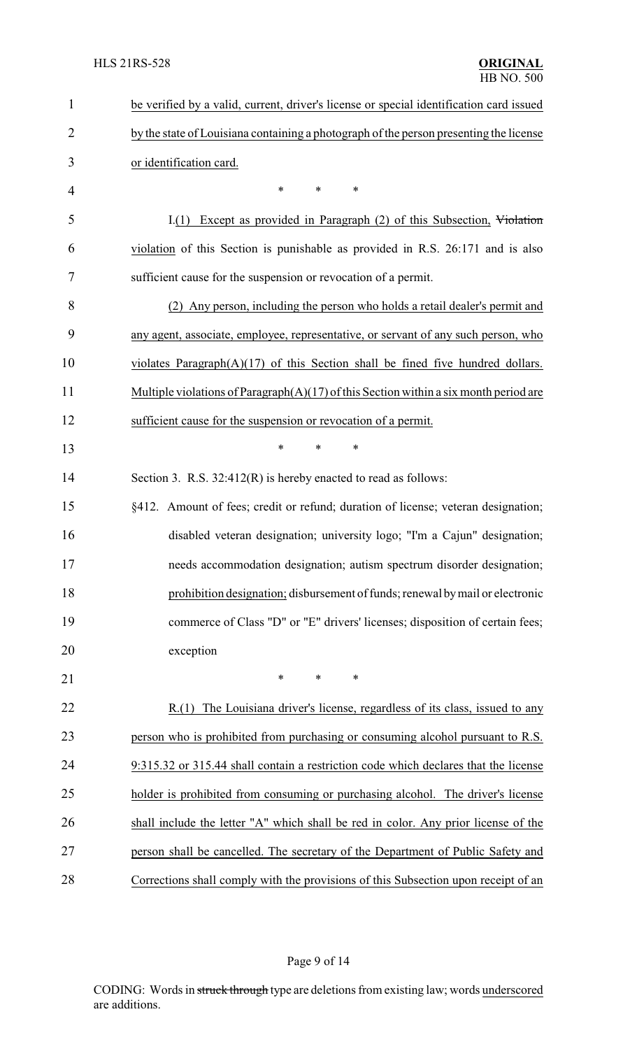be verified by a valid, current, driver's license or special identification card issued by the state of Louisiana containing a photograph of the person presenting the license or identification card.

\* \* \*

I.(1) Except as provided in Paragraph (2) of this Subsection, ~~Violation~~ violation of this Section is punishable as provided in R.S. 26:171 and is also sufficient cause for the suspension or revocation of a permit.

(2) Any person, including the person who holds a retail dealer's permit and any agent, associate, employee, representative, or servant of any such person, who violates Paragraph(A)(17) of this Section shall be fined five hundred dollars. Multiple violations of Paragraph(A)(17) of this Section within a six month period are sufficient cause for the suspension or revocation of a permit.

\* \* \*

Section 3. R.S. 32:412(R) is hereby enacted to read as follows:

§412. Amount of fees; credit or refund; duration of license; veteran designation; disabled veteran designation; university logo; "I'm a Cajun" designation; needs accommodation designation; autism spectrum disorder designation; prohibition designation; disbursement of funds; renewal by mail or electronic commerce of Class "D" or "E" drivers' licenses; disposition of certain fees; exception

\* \* \*

R.(1) The Louisiana driver's license, regardless of its class, issued to any person who is prohibited from purchasing or consuming alcohol pursuant to R.S. 9:315.32 or 315.44 shall contain a restriction code which declares that the license holder is prohibited from consuming or purchasing alcohol. The driver's license shall include the letter "A" which shall be red in color. Any prior license of the person shall be cancelled. The secretary of the Department of Public Safety and Corrections shall comply with the provisions of this Subsection upon receipt of an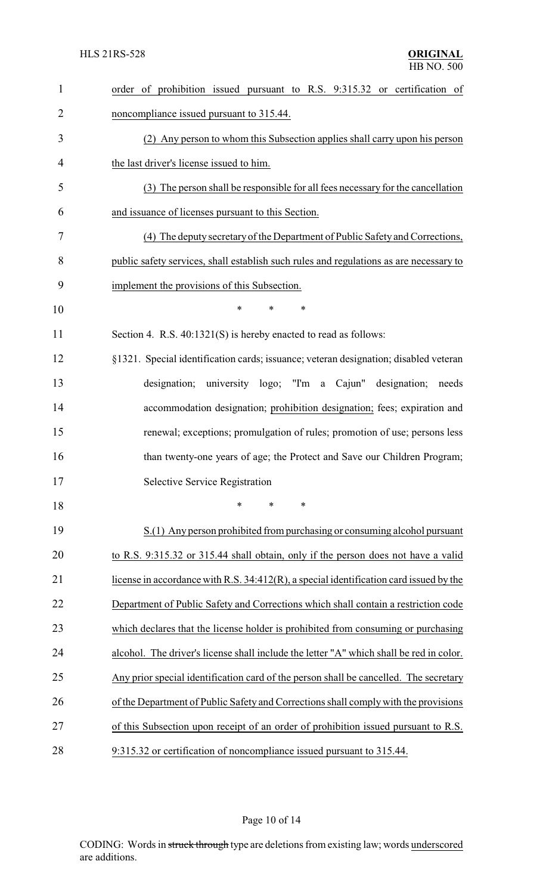order of prohibition issued pursuant to R.S. 9:315.32 or certification of noncompliance issued pursuant to 315.44.

(2) Any person to whom this Subsection applies shall carry upon his person the last driver's license issued to him.

(3) The person shall be responsible for all fees necessary for the cancellation and issuance of licenses pursuant to this Section.

(4) The deputy secretary of the Department of Public Safety and Corrections, public safety services, shall establish such rules and regulations as are necessary to implement the provisions of this Subsection.

\* \* \*

Section 4. R.S. 40:1321(S) is hereby enacted to read as follows:

§1321. Special identification cards; issuance; veteran designation; disabled veteran designation; university logo; "I'm a Cajun" designation; needs accommodation designation; prohibition designation; fees; expiration and renewal; exceptions; promulgation of rules; promotion of use; persons less than twenty-one years of age; the Protect and Save our Children Program; Selective Service Registration

\* \* \*

S.(1) Any person prohibited from purchasing or consuming alcohol pursuant to R.S. 9:315.32 or 315.44 shall obtain, only if the person does not have a valid license in accordance with R.S. 34:412(R), a special identification card issued by the Department of Public Safety and Corrections which shall contain a restriction code which declares that the license holder is prohibited from consuming or purchasing alcohol. The driver's license shall include the letter "A" which shall be red in color. Any prior special identification card of the person shall be cancelled. The secretary of the Department of Public Safety and Corrections shall comply with the provisions of this Subsection upon receipt of an order of prohibition issued pursuant to R.S. 9:315.32 or certification of noncompliance issued pursuant to 315.44.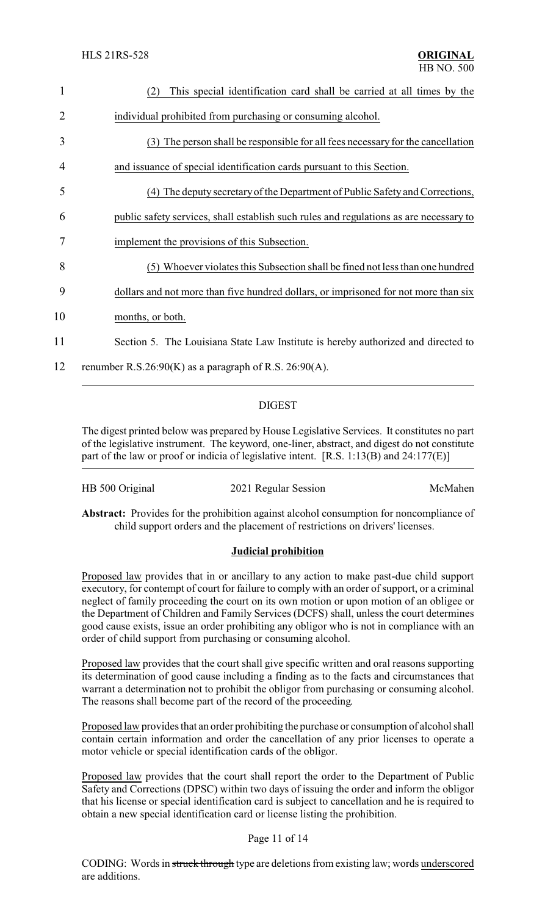(2) This special identification card shall be carried at all times by the individual prohibited from purchasing or consuming alcohol.

(3) The person shall be responsible for all fees necessary for the cancellation and issuance of special identification cards pursuant to this Section.

(4) The deputy secretary of the Department of Public Safety and Corrections, public safety services, shall establish such rules and regulations as are necessary to implement the provisions of this Subsection.

(5) Whoever violates this Subsection shall be fined not less than one hundred dollars and not more than five hundred dollars, or imprisoned for not more than six months, or both.

Section 5. The Louisiana State Law Institute is hereby authorized and directed to renumber R.S.26:90(K) as a paragraph of R.S. 26:90(A).

## DIGEST

The digest printed below was prepared by House Legislative Services. It constitutes no part of the legislative instrument. The keyword, one-liner, abstract, and digest do not constitute part of the law or proof or indicia of legislative intent. [R.S. 1:13(B) and 24:177(E)]

HB 500 Original — 2021 Regular Session — McMahen

**Abstract:** Provides for the prohibition against alcohol consumption for noncompliance of child support orders and the placement of restrictions on drivers' licenses.

### Judicial prohibition

Proposed law provides that in or ancillary to any action to make past-due child support executory, for contempt of court for failure to comply with an order of support, or a criminal neglect of family proceeding the court on its own motion or upon motion of an obligee or the Department of Children and Family Services (DCFS) shall, unless the court determines good cause exists, issue an order prohibiting any obligor who is not in compliance with an order of child support from purchasing or consuming alcohol.

Proposed law provides that the court shall give specific written and oral reasons supporting its determination of good cause including a finding as to the facts and circumstances that warrant a determination not to prohibit the obligor from purchasing or consuming alcohol. The reasons shall become part of the record of the proceeding.

Proposed law provides that an order prohibiting the purchase or consumption of alcohol shall contain certain information and order the cancellation of any prior licenses to operate a motor vehicle or special identification cards of the obligor.

Proposed law provides that the court shall report the order to the Department of Public Safety and Corrections (DPSC) within two days of issuing the order and inform the obligor that his license or special identification card is subject to cancellation and he is required to obtain a new special identification card or license listing the prohibition.

CODING: Words in ~~struck through~~ type are deletions from existing law; words underscored are additions.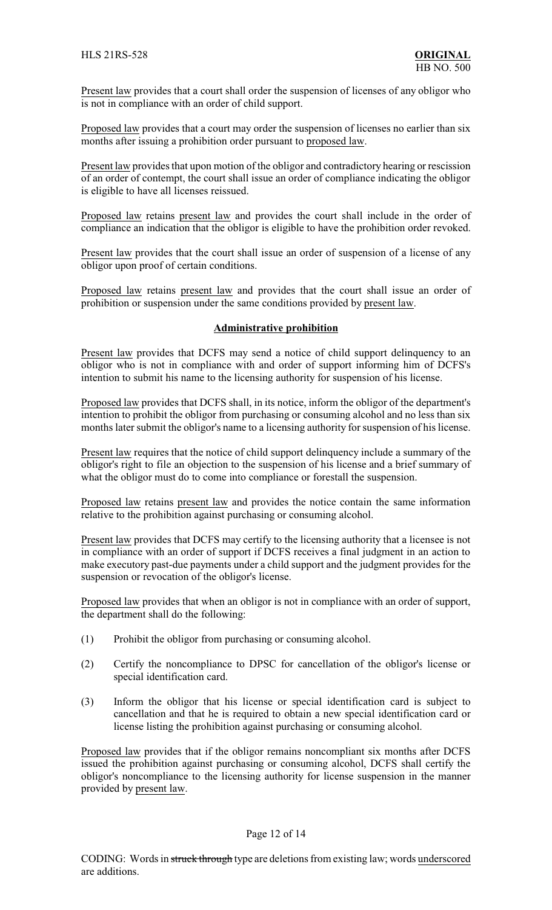Present law provides that a court shall order the suspension of licenses of any obligor who is not in compliance with an order of child support.

Proposed law provides that a court may order the suspension of licenses no earlier than six months after issuing a prohibition order pursuant to proposed law.

Present law provides that upon motion of the obligor and contradictory hearing or rescission of an order of contempt, the court shall issue an order of compliance indicating the obligor is eligible to have all licenses reissued.

Proposed law retains present law and provides the court shall include in the order of compliance an indication that the obligor is eligible to have the prohibition order revoked.

Present law provides that the court shall issue an order of suspension of a license of any obligor upon proof of certain conditions.

Proposed law retains present law and provides that the court shall issue an order of prohibition or suspension under the same conditions provided by present law.

**Administrative prohibition**

Present law provides that DCFS may send a notice of child support delinquency to an obligor who is not in compliance with and order of support informing him of DCFS's intention to submit his name to the licensing authority for suspension of his license.

Proposed law provides that DCFS shall, in its notice, inform the obligor of the department's intention to prohibit the obligor from purchasing or consuming alcohol and no less than six months later submit the obligor's name to a licensing authority for suspension of his license.

Present law requires that the notice of child support delinquency include a summary of the obligor's right to file an objection to the suspension of his license and a brief summary of what the obligor must do to come into compliance or forestall the suspension.

Proposed law retains present law and provides the notice contain the same information relative to the prohibition against purchasing or consuming alcohol.

Present law provides that DCFS may certify to the licensing authority that a licensee is not in compliance with an order of support if DCFS receives a final judgment in an action to make executory past-due payments under a child support and the judgment provides for the suspension or revocation of the obligor's license.

Proposed law provides that when an obligor is not in compliance with an order of support, the department shall do the following:

(1) Prohibit the obligor from purchasing or consuming alcohol.

(2) Certify the noncompliance to DPSC for cancellation of the obligor's license or special identification card.

(3) Inform the obligor that his license or special identification card is subject to cancellation and that he is required to obtain a new special identification card or license listing the prohibition against purchasing or consuming alcohol.

Proposed law provides that if the obligor remains noncompliant six months after DCFS issued the prohibition against purchasing or consuming alcohol, DCFS shall certify the obligor's noncompliance to the licensing authority for license suspension in the manner provided by present law.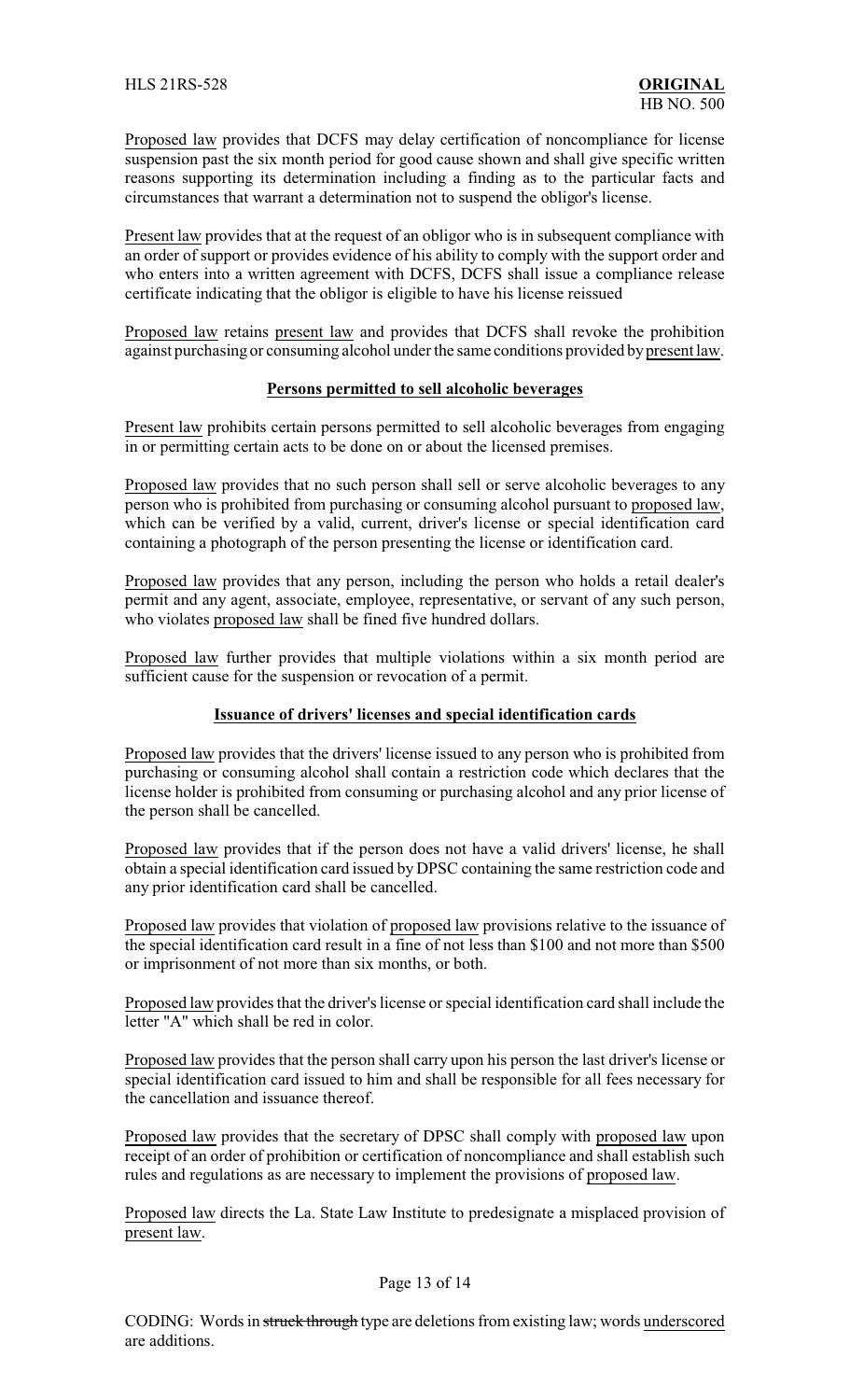Proposed law provides that DCFS may delay certification of noncompliance for license suspension past the six month period for good cause shown and shall give specific written reasons supporting its determination including a finding as to the particular facts and circumstances that warrant a determination not to suspend the obligor's license.

Present law provides that at the request of an obligor who is in subsequent compliance with an order of support or provides evidence of his ability to comply with the support order and who enters into a written agreement with DCFS, DCFS shall issue a compliance release certificate indicating that the obligor is eligible to have his license reissued

Proposed law retains present law and provides that DCFS shall revoke the prohibition against purchasing or consuming alcohol under the same conditions provided by present law.

**Persons permitted to sell alcoholic beverages**

Present law prohibits certain persons permitted to sell alcoholic beverages from engaging in or permitting certain acts to be done on or about the licensed premises.

Proposed law provides that no such person shall sell or serve alcoholic beverages to any person who is prohibited from purchasing or consuming alcohol pursuant to proposed law, which can be verified by a valid, current, driver's license or special identification card containing a photograph of the person presenting the license or identification card.

Proposed law provides that any person, including the person who holds a retail dealer's permit and any agent, associate, employee, representative, or servant of any such person, who violates proposed law shall be fined five hundred dollars.

Proposed law further provides that multiple violations within a six month period are sufficient cause for the suspension or revocation of a permit.

**Issuance of drivers' licenses and special identification cards**

Proposed law provides that the drivers' license issued to any person who is prohibited from purchasing or consuming alcohol shall contain a restriction code which declares that the license holder is prohibited from consuming or purchasing alcohol and any prior license of the person shall be cancelled.

Proposed law provides that if the person does not have a valid drivers' license, he shall obtain a special identification card issued by DPSC containing the same restriction code and any prior identification card shall be cancelled.

Proposed law provides that violation of proposed law provisions relative to the issuance of the special identification card result in a fine of not less than $100 and not more than $500 or imprisonment of not more than six months, or both.

Proposed law provides that the driver's license or special identification card shall include the letter "A" which shall be red in color.

Proposed law provides that the person shall carry upon his person the last driver's license or special identification card issued to him and shall be responsible for all fees necessary for the cancellation and issuance thereof.

Proposed law provides that the secretary of DPSC shall comply with proposed law upon receipt of an order of prohibition or certification of noncompliance and shall establish such rules and regulations as are necessary to implement the provisions of proposed law.

Proposed law directs the La. State Law Institute to predesignate a misplaced provision of present law.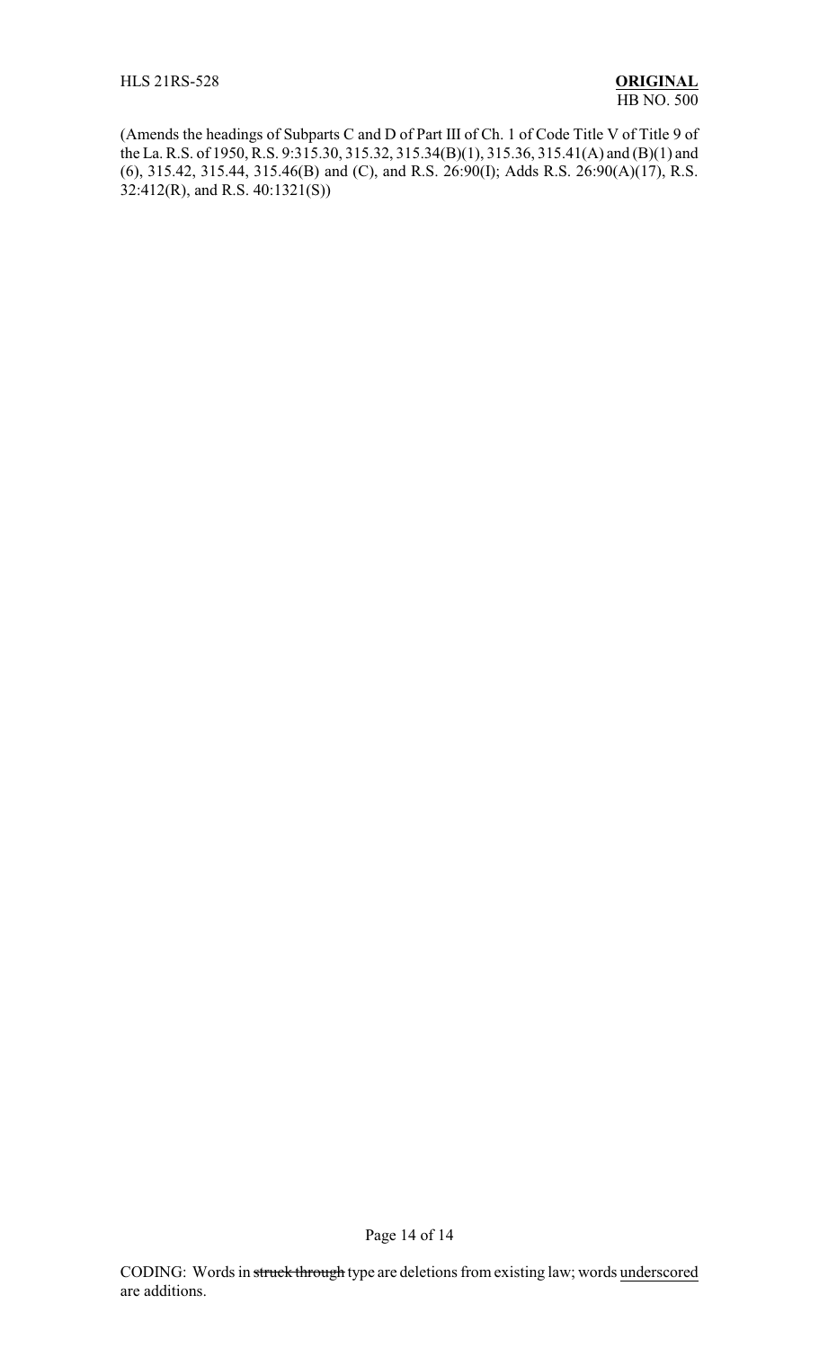(Amends the headings of Subparts C and D of Part III of Ch. 1 of Code Title V of Title 9 of the La. R.S. of 1950, R.S. 9:315.30, 315.32, 315.34(B)(1), 315.36, 315.41(A) and (B)(1) and (6), 315.42, 315.44, 315.46(B) and (C), and R.S. 26:90(I); Adds R.S. 26:90(A)(17), R.S. 32:412(R), and R.S. 40:1321(S))